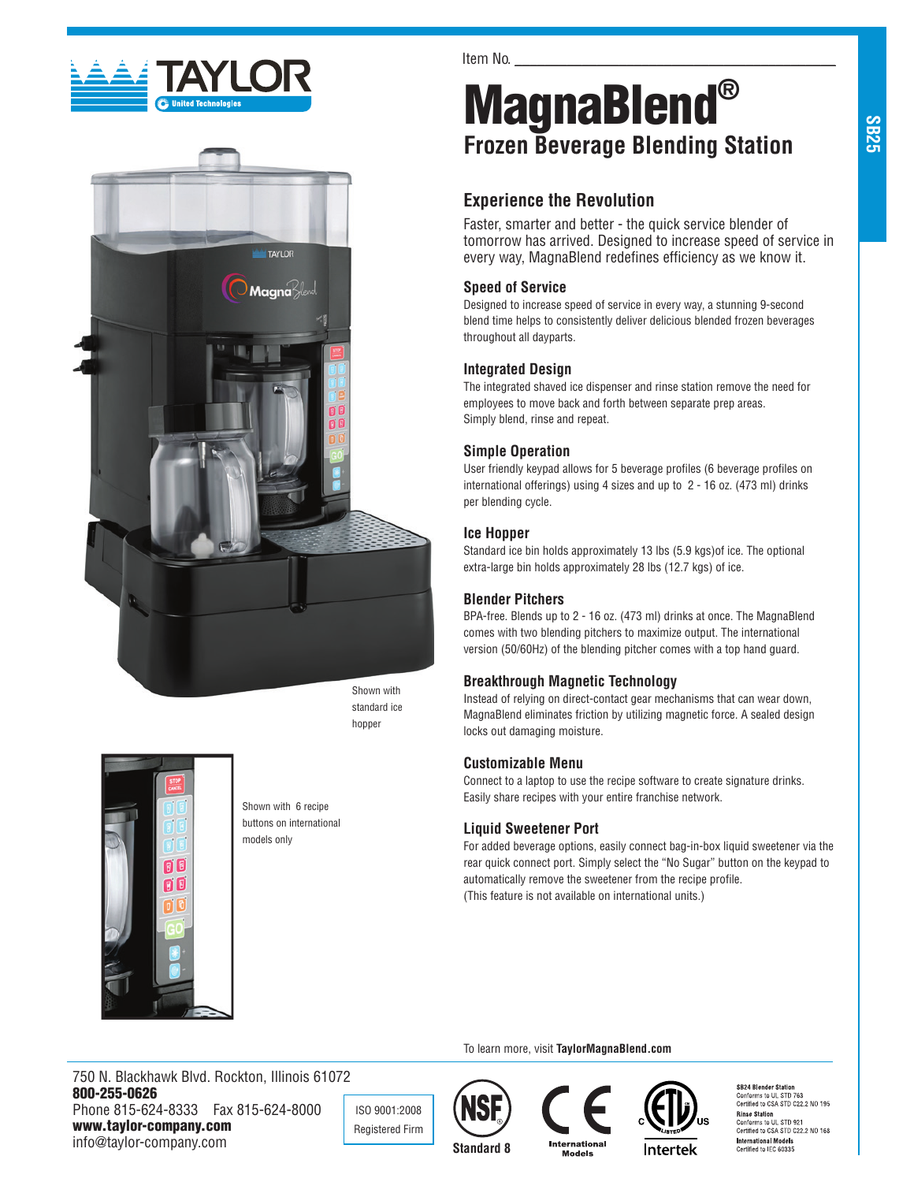TAYLOR
United Technologies

Item No. ____________________

# MagnaBlend®

## Frozen Beverage Blending Station

SB25

Shown with standard ice hopper

Shown with 6 recipe buttons on international models only

## Experience the Revolution

Faster, smarter and better - the quick service blender of tomorrow has arrived. Designed to increase speed of service in every way, MagnaBlend redefines efficiency as we know it.

### Speed of Service

Designed to increase speed of service in every way, a stunning 9-second blend time helps to consistently deliver delicious blended frozen beverages throughout all dayparts.

### Integrated Design

The integrated shaved ice dispenser and rinse station remove the need for employees to move back and forth between separate prep areas.
Simply blend, rinse and repeat.

### Simple Operation

User friendly keypad allows for 5 beverage profiles (6 beverage profiles on international offerings) using 4 sizes and up to 2 - 16 oz. (473 ml) drinks per blending cycle.

### Ice Hopper

Standard ice bin holds approximately 13 lbs (5.9 kgs)of ice. The optional extra-large bin holds approximately 28 lbs (12.7 kgs) of ice.

### Blender Pitchers

BPA-free. Blends up to 2 - 16 oz. (473 ml) drinks at once. The MagnaBlend comes with two blending pitchers to maximize output. The international version (50/60Hz) of the blending pitcher comes with a top hand guard.

### Breakthrough Magnetic Technology

Instead of relying on direct-contact gear mechanisms that can wear down, MagnaBlend eliminates friction by utilizing magnetic force. A sealed design locks out damaging moisture.

### Customizable Menu

Connect to a laptop to use the recipe software to create signature drinks. Easily share recipes with your entire franchise network.

### Liquid Sweetener Port

For added beverage options, easily connect bag-in-box liquid sweetener via the rear quick connect port. Simply select the "No Sugar" button on the keypad to automatically remove the sweetener from the recipe profile.
(This feature is not available on international units.)

To learn more, visit **TaylorMagnaBlend.com**

750 N. Blackhawk Blvd. Rockton, Illinois 61072
**800-255-0626**
Phone 815-624-8333 Fax 815-624-8000
**www.taylor-company.com**
info@taylor-company.com

ISO 9001:2008 Registered Firm

NSF Standard 8

CE International Models

ETL Listed Intertek

**SB24 Blender Station**
Conforms to UL STD 763
Certified to CSA STD C22.2 NO 195
**Rinse Station**
Conforms to UL STD 921
Certified to CSA STD C22.2 NO 168
**International Models**
Certified to IEC 60335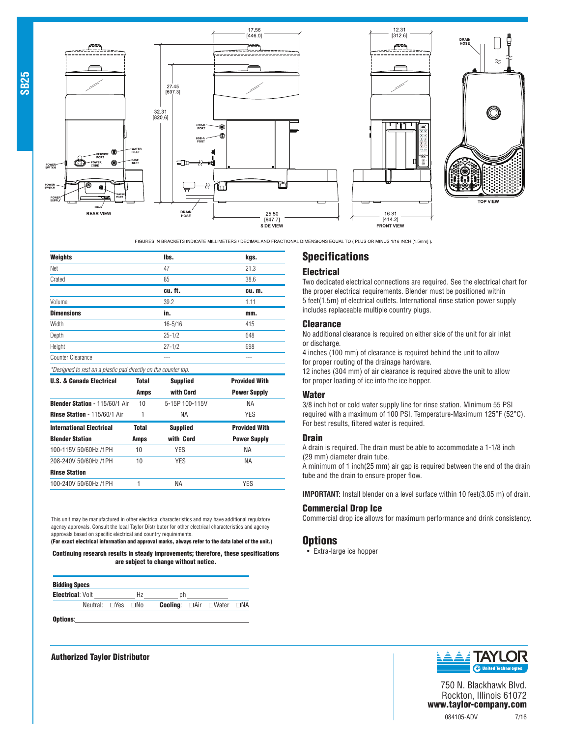REAR VIEW

SIDE VIEW

FRONT VIEW

TOP VIEW

17.56 [446.0]

12.31 [312.6]

27.45 [697.3]

32.31 [820.6]

25.50 [647.7]

16.31 [414.2]

FIGURES IN BRACKETS INDICATE MILLIMETERS / DECIMAL AND FRACTIONAL DIMENSIONS EQUAL TO ( PLUS OR MINUS 1/16 INCH [1.5mm] ).

| Weights | lbs. | kgs. |
|---|---|---|
| Net | 47 | 21.3 |
| Crated | 85 | 38.6 |
| | cu. ft. | cu. m. |
| Volume | 39.2 | 1.11 |
| **Dimensions** | **in.** | **mm.** |
| Width | 16-5/16 | 415 |
| Depth | 25-1/2 | 648 |
| Height | 27-1/2 | 698 |
| Counter Clearance | --- | --- |

*Designed to rest on a plastic pad directly on the counter top.*

| U.S. & Canada Electrical | Total Amps | Supplied with Cord | Provided With Power Supply |
|---|---|---|---|
| **Blender Station** - 115/60/1 Air | 10 | 5-15P 100-115V | NA |
| **Rinse Station** - 115/60/1 Air | 1 | NA | YES |

| International Electrical Blender Station | Total Amps | Supplied with Cord | Provided With Power Supply |
|---|---|---|---|
| 100-115V 50/60Hz /1PH | 10 | YES | NA |
| 208-240V 50/60Hz /1PH | 10 | YES | NA |
| **Rinse Station** | | | |
| 100-240V 50/60Hz /1PH | 1 | NA | YES |

This unit may be manufactured in other electrical characteristics and may have additional regulatory agency approvals. Consult the local Taylor Distributor for other electrical characteristics and agency approvals based on specific electrical and country requirements.
**(For exact electrical information and approval marks, always refer to the data label of the unit.)**

**Continuing research results in steady improvements; therefore, these specifications are subject to change without notice.**

**Bidding Specs**

**Electrical**: Volt ________ Hz ________ ph ________

Neutral: ☐Yes ☐No **Cooling**: ☐Air ☐Water ☐NA

**Options**: ____________________

# Specifications

## Electrical

Two dedicated electrical connections are required. See the electrical chart for the proper electrical requirements. Blender must be positioned within 5 feet(1.5m) of electrical outlets. International rinse station power supply includes replaceable multiple country plugs.

## Clearance

No additional clearance is required on either side of the unit for air inlet or discharge.

4 inches (100 mm) of clearance is required behind the unit to allow for proper routing of the drainage hardware.

12 inches (304 mm) of air clearance is required above the unit to allow for proper loading of ice into the ice hopper.

## Water

3/8 inch hot or cold water supply line for rinse station. Minimum 55 PSI required with a maximum of 100 PSI. Temperature-Maximum 125°F (52°C). For best results, filtered water is required.

## Drain

A drain is required. The drain must be able to accommodate a 1-1/8 inch (29 mm) diameter drain tube.

A minimum of 1 inch(25 mm) air gap is required between the end of the drain tube and the drain to ensure proper flow.

**IMPORTANT:** Install blender on a level surface within 10 feet(3.05 m) of drain.

## Commercial Drop Ice

Commercial drop ice allows for maximum performance and drink consistency.

# Options

- Extra-large ice hopper

**Authorized Taylor Distributor**

750 N. Blackhawk Blvd.
Rockton, Illinois 61072
**www.taylor-company.com**

084105-ADV 7/16